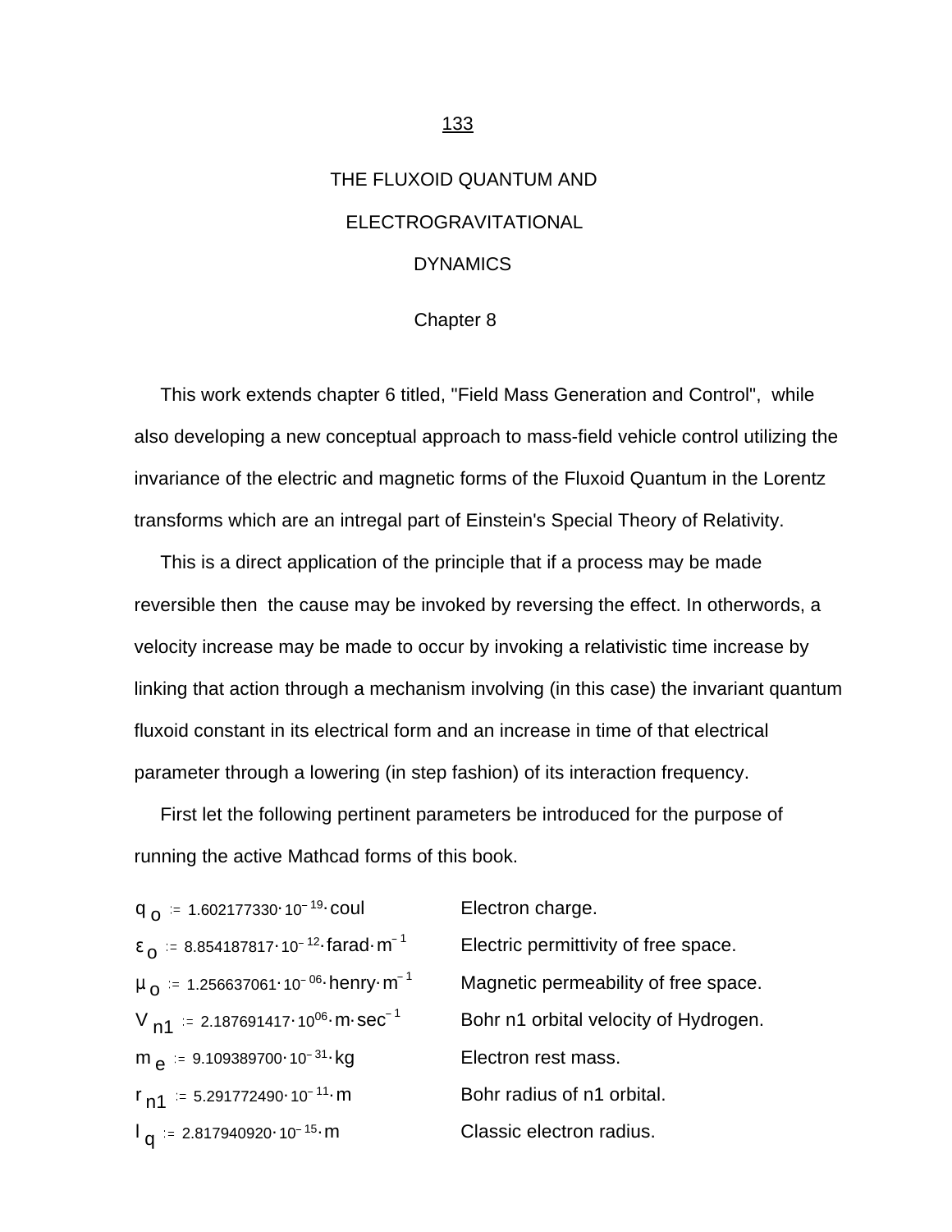# THE FLUXOID QUANTUM AND ELECTROGRAVITATIONAL DYNAMICS

## Chapter 8

This work extends chapter 6 titled, "Field Mass Generation and Control", while also developing a new conceptual approach to mass-field vehicle control utilizing the invariance of the electric and magnetic forms of the Fluxoid Quantum in the Lorentz transforms which are an intregal part of Einstein's Special Theory of Relativity.

This is a direct application of the principle that if a process may be made reversible then the cause may be invoked by reversing the effect. In otherwords, a velocity increase may be made to occur by invoking a relativistic time increase by linking that action through a mechanism involving (in this case) the invariant quantum fluxoid constant in its electrical form and an increase in time of that electrical parameter through a lowering (in step fashion) of its interaction frequency.

First let the following pertinent parameters be introduced for the purpose of running the active Mathcad forms of this book.

| | |
|---|---|
| $q_o := 1.602177330 \cdot 10^{-19} \cdot \text{coul}$ | Electron charge. |
| $\varepsilon_o := 8.854187817 \cdot 10^{-12} \cdot \text{farad} \cdot \text{m}^{-1}$ | Electric permittivity of free space. |
| $\mu_o := 1.256637061 \cdot 10^{-06} \cdot \text{henry} \cdot \text{m}^{-1}$ | Magnetic permeability of free space. |
| $V_{n1} := 2.187691417 \cdot 10^{06} \cdot \text{m} \cdot \text{sec}^{-1}$ | Bohr n1 orbital velocity of Hydrogen. |
| $m_e := 9.109389700 \cdot 10^{-31} \cdot \text{kg}$ | Electron rest mass. |
| $r_{n1} := 5.291772490 \cdot 10^{-11} \cdot \text{m}$ | Bohr radius of n1 orbital. |
| $l_q := 2.817940920 \cdot 10^{-15} \cdot \text{m}$ | Classic electron radius. |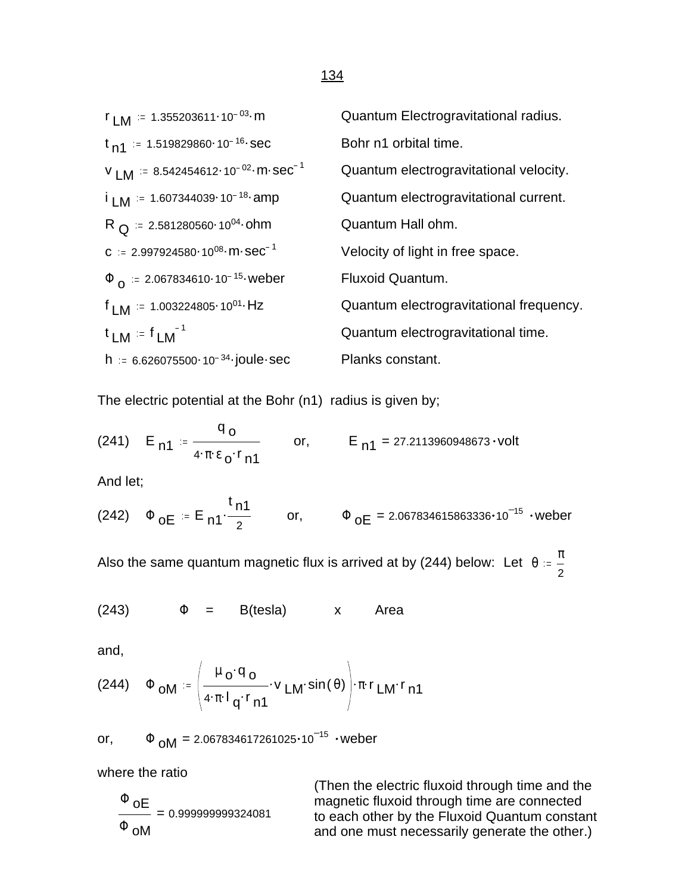| | |
|---|---|
| $r_{LM} := 1.355203611 \cdot 10^{-03} \cdot m$ | Quantum Electrogravitational radius. |
| $t_{n1} := 1.519829860 \cdot 10^{-16} \cdot sec$ | Bohr n1 orbital time. |
| $v_{LM} := 8.542454612 \cdot 10^{-02} \cdot m \cdot sec^{-1}$ | Quantum electrogravitational velocity. |
| $i_{LM} := 1.607344039 \cdot 10^{-18} \cdot amp$ | Quantum electrogravitational current. |
| $R_{Q} := 2.581280560 \cdot 10^{04} \cdot ohm$ | Quantum Hall ohm. |
| $c := 2.997924580 \cdot 10^{08} \cdot m \cdot sec^{-1}$ | Velocity of light in free space. |
| $\Phi_{o} := 2.067834610 \cdot 10^{-15} \cdot weber$ | Fluxoid Quantum. |
| $f_{LM} := 1.003224805 \cdot 10^{01} \cdot Hz$ | Quantum electrogravitational frequency. |
| $t_{LM} := f_{LM}^{-1}$ | Quantum electrogravitational time. |
| $h := 6.626075500 \cdot 10^{-34} \cdot joule \cdot sec$ | Planks constant. |

The electric potential at the Bohr (n1) radius is given by;

(241) $E_{n1} := \dfrac{q_{o}}{4 \cdot \pi \cdot \varepsilon_{o} \cdot r_{n1}}$ or, $E_{n1} = 27.2113960948673 \cdot volt$

And let;

(242) $\Phi_{oE} := E_{n1} \cdot \dfrac{t_{n1}}{2}$ or, $\Phi_{oE} = 2.067834615863336 \cdot 10^{-15} \cdot weber$

Also the same quantum magnetic flux is arrived at by (244) below: Let $\theta := \dfrac{\pi}{2}$

(243) $\Phi$ = B(tesla) x Area

and,

(244) $\Phi_{oM} := \left( \dfrac{\mu_{o} \cdot q_{o}}{4 \cdot \pi \cdot l_{q} \cdot r_{n1}} \cdot v_{LM} \cdot \sin(\theta) \right) \cdot \pi \cdot r_{LM} \cdot r_{n1}$

or, $\Phi_{oM} = 2.067834617261025 \cdot 10^{-15} \cdot weber$

where the ratio

$$\frac{\Phi_{oE}}{\Phi_{oM}} = 0.999999999324081$$

(Then the electric fluxoid through time and the magnetic fluxoid through time are connected to each other by the Fluxoid Quantum constant and one must necessarily generate the other.)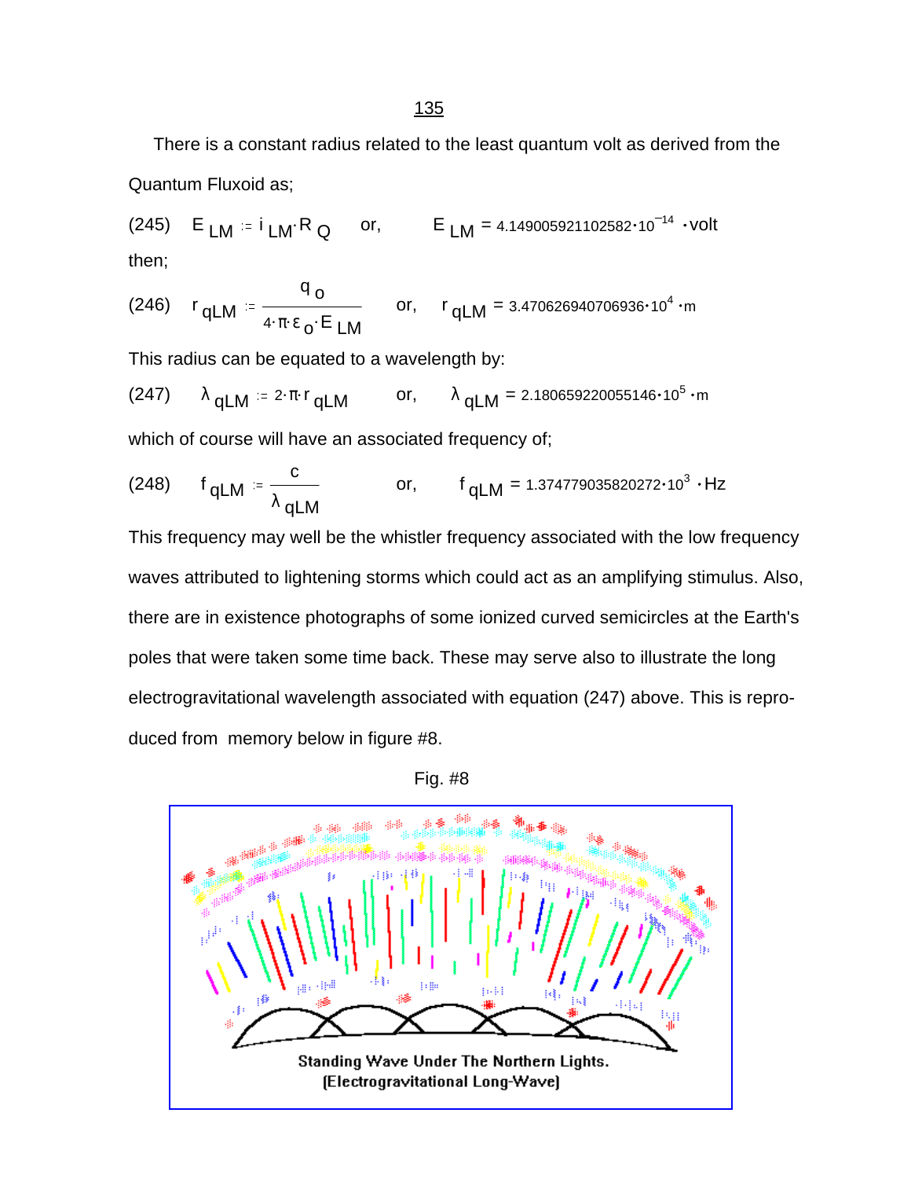There is a constant radius related to the least quantum volt as derived from the Quantum Fluxoid as;

(245) $E_{LM} := i_{LM} \cdot R_Q$ or, $E_{LM} = 4.149005921102582 \cdot 10^{-14} \cdot \text{volt}$

then;

(246) $r_{qLM} := \dfrac{q_o}{4 \cdot \pi \cdot \varepsilon_o \cdot E_{LM}}$ or, $r_{qLM} = 3.470626940706936 \cdot 10^{4} \cdot \text{m}$

This radius can be equated to a wavelength by:

(247) $\lambda_{qLM} := 2 \cdot \pi \cdot r_{qLM}$ or, $\lambda_{qLM} = 2.180659220055146 \cdot 10^{5} \cdot \text{m}$

which of course will have an associated frequency of;

(248) $f_{qLM} := \dfrac{c}{\lambda_{qLM}}$ or, $f_{qLM} = 1.374779035820272 \cdot 10^{3} \cdot \text{Hz}$

This frequency may well be the whistler frequency associated with the low frequency waves attributed to lightening storms which could act as an amplifying stimulus. Also, there are in existence photographs of some ionized curved semicircles at the Earth's poles that were taken some time back. These may serve also to illustrate the long electrogravitational wavelength associated with equation (247) above. This is reproduced from memory below in figure #8.

Fig. #8

Standing Wave Under The Northern Lights.
(Electrogravitational Long-Wave)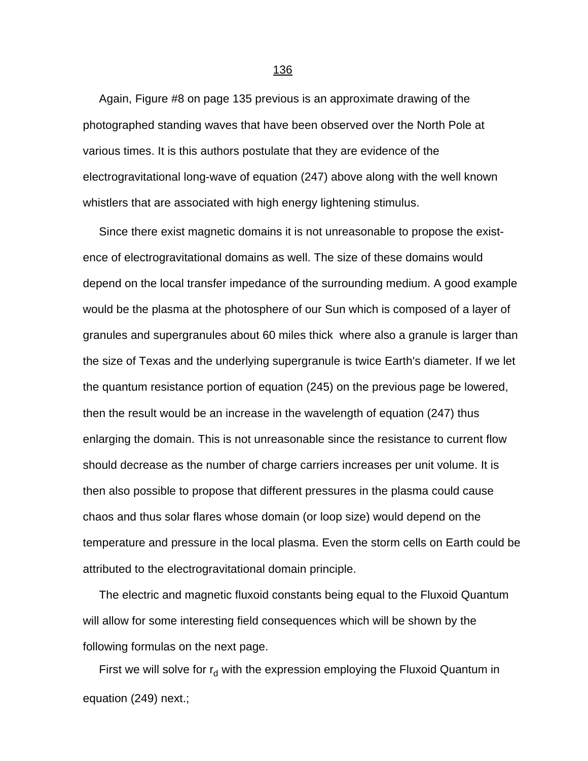Again, Figure #8 on page 135 previous is an approximate drawing of the photographed standing waves that have been observed over the North Pole at various times. It is this authors postulate that they are evidence of the electrogravitational long-wave of equation (247) above along with the well known whistlers that are associated with high energy lightening stimulus.

Since there exist magnetic domains it is not unreasonable to propose the existence of electrogravitational domains as well. The size of these domains would depend on the local transfer impedance of the surrounding medium. A good example would be the plasma at the photosphere of our Sun which is composed of a layer of granules and supergranules about 60 miles thick where also a granule is larger than the size of Texas and the underlying supergranule is twice Earth's diameter. If we let the quantum resistance portion of equation (245) on the previous page be lowered, then the result would be an increase in the wavelength of equation (247) thus enlarging the domain. This is not unreasonable since the resistance to current flow should decrease as the number of charge carriers increases per unit volume. It is then also possible to propose that different pressures in the plasma could cause chaos and thus solar flares whose domain (or loop size) would depend on the temperature and pressure in the local plasma. Even the storm cells on Earth could be attributed to the electrogravitational domain principle.

The electric and magnetic fluxoid constants being equal to the Fluxoid Quantum will allow for some interesting field consequences which will be shown by the following formulas on the next page.

First we will solve for $r_d$ with the expression employing the Fluxoid Quantum in equation (249) next.;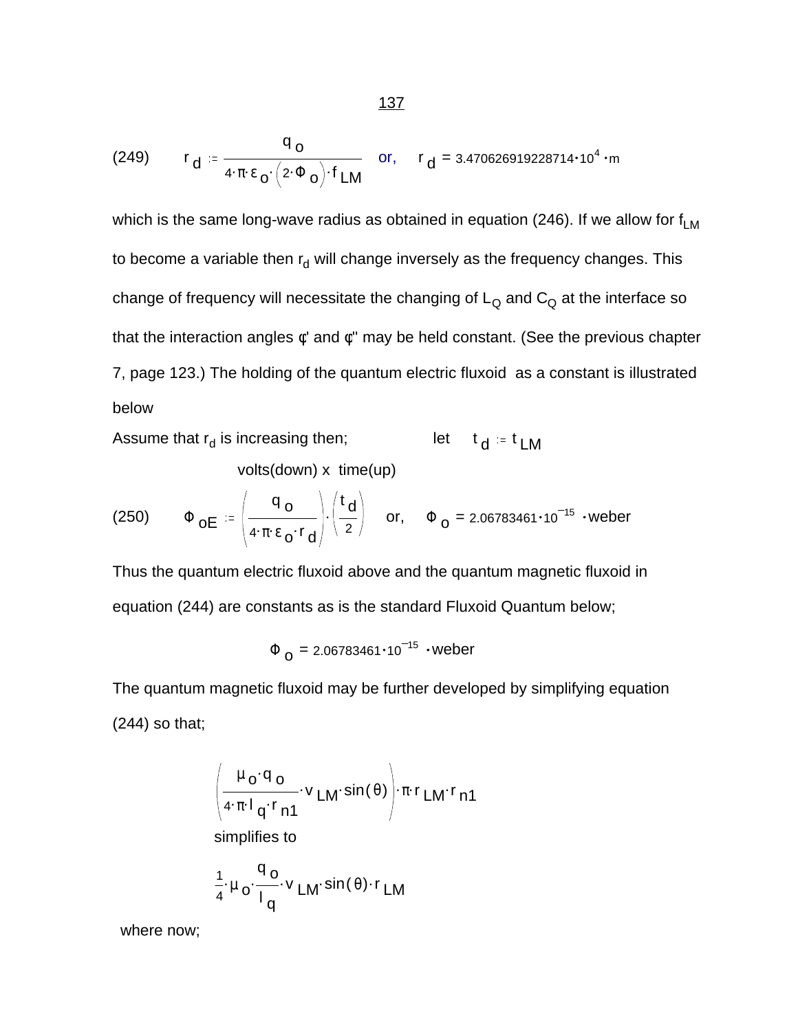(249) $$r_d := \frac{q_o}{4\cdot\pi\cdot\varepsilon_o\cdot\left(2\cdot\Phi_o\right)\cdot f_{LM}} \quad \text{or,} \quad r_d = 3.470626919228714\cdot10^{4}\cdot m$$

which is the same long-wave radius as obtained in equation (246). If we allow for $f_{LM}$ to become a variable then $r_d$ will change inversely as the frequency changes. This change of frequency will necessitate the changing of $L_Q$ and $C_Q$ at the interface so that the interaction angles ¢' and ¢'' may be held constant. (See the previous chapter 7, page 123.) The holding of the quantum electric fluxoid as a constant is illustrated below

Assume that $r_d$ is increasing then; let $t_d := t_{LM}$

volts(down) x time(up)

(250) $$\Phi_{oE} := \left(\frac{q_o}{4\cdot\pi\cdot\varepsilon_o\cdot r_d}\right)\cdot\left(\frac{t_d}{2}\right) \quad \text{or,} \quad \Phi_o = 2.06783461\cdot10^{-15}\cdot weber$$

Thus the quantum electric fluxoid above and the quantum magnetic fluxoid in equation (244) are constants as is the standard Fluxoid Quantum below;

$$\Phi_o = 2.06783461\cdot10^{-15}\cdot weber$$

The quantum magnetic fluxoid may be further developed by simplifying equation (244) so that;

$$\left(\frac{\mu_o\cdot q_o}{4\cdot\pi\cdot l_q\cdot r_{n1}}\cdot v_{LM}\cdot\sin(\theta)\right)\cdot\pi\cdot r_{LM}\cdot r_{n1}$$

simplifies to

$$\frac{1}{4}\cdot\mu_o\cdot\frac{q_o}{l_q}\cdot v_{LM}\cdot\sin(\theta)\cdot r_{LM}$$

where now;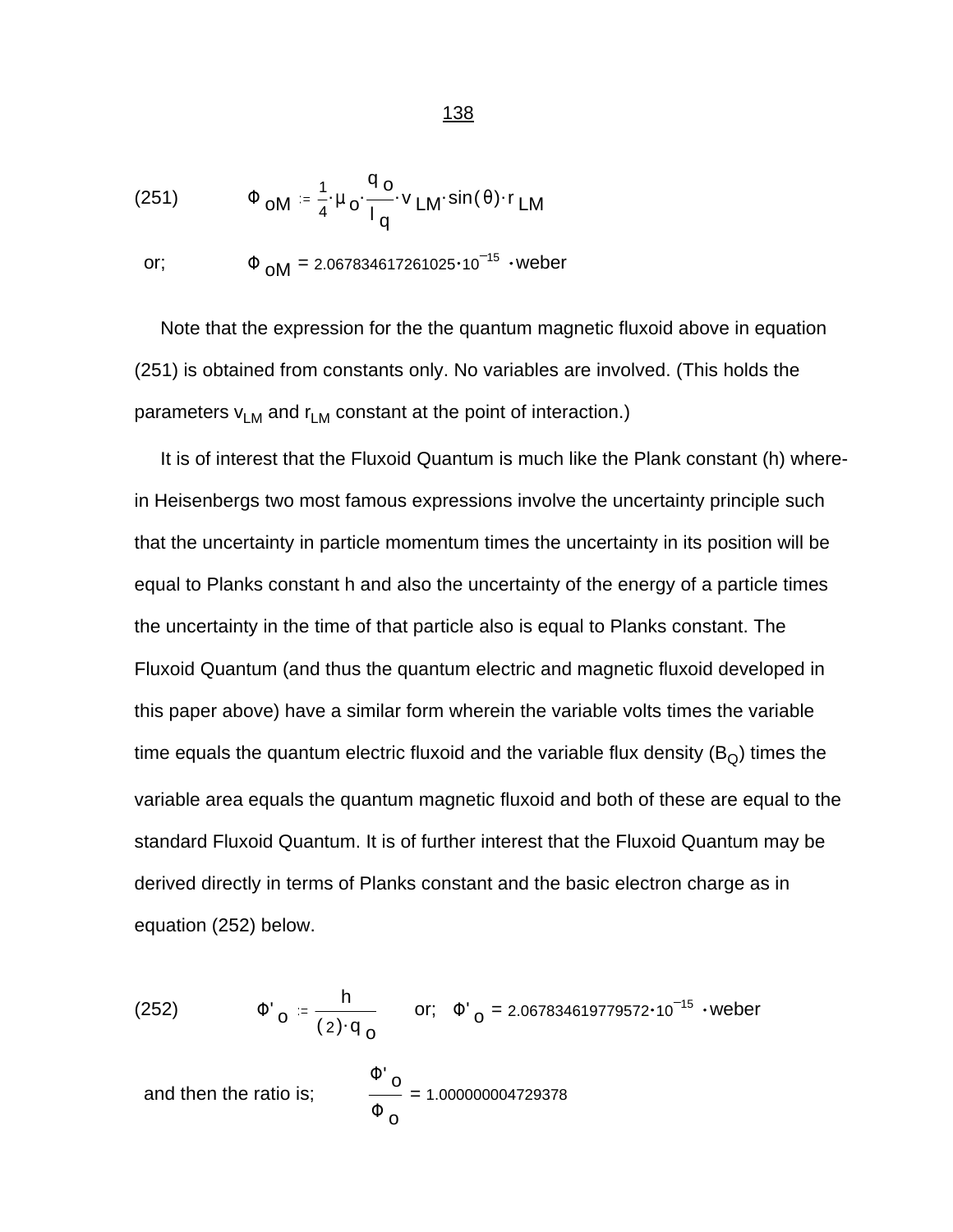(251) $$\Phi_{oM} := \frac{1}{4} \cdot \mu_o \cdot \frac{q_o}{l_q} \cdot v_{LM} \cdot \sin(\theta) \cdot r_{LM}$$

or; $$\Phi_{oM} = 2.067834617261025 \cdot 10^{-15} \cdot \text{weber}$$

Note that the expression for the the quantum magnetic fluxoid above in equation (251) is obtained from constants only. No variables are involved. (This holds the parameters $v_{LM}$ and $r_{LM}$ constant at the point of interaction.)

It is of interest that the Fluxoid Quantum is much like the Plank constant (h) wherein Heisenbergs two most famous expressions involve the uncertainty principle such that the uncertainty in particle momentum times the uncertainty in its position will be equal to Planks constant h and also the uncertainty of the energy of a particle times the uncertainty in the time of that particle also is equal to Planks constant. The Fluxoid Quantum (and thus the quantum electric and magnetic fluxoid developed in this paper above) have a similar form wherein the variable volts times the variable time equals the quantum electric fluxoid and the variable flux density ($B_Q$) times the variable area equals the quantum magnetic fluxoid and both of these are equal to the standard Fluxoid Quantum. It is of further interest that the Fluxoid Quantum may be derived directly in terms of Planks constant and the basic electron charge as in equation (252) below.

(252) $$\Phi'_o := \frac{h}{(2) \cdot q_o} \qquad \text{or;} \quad \Phi'_o = 2.067834619779572 \cdot 10^{-15} \cdot \text{weber}$$

and then the ratio is; $$\frac{\Phi'_o}{\Phi_o} = 1.000000004729378$$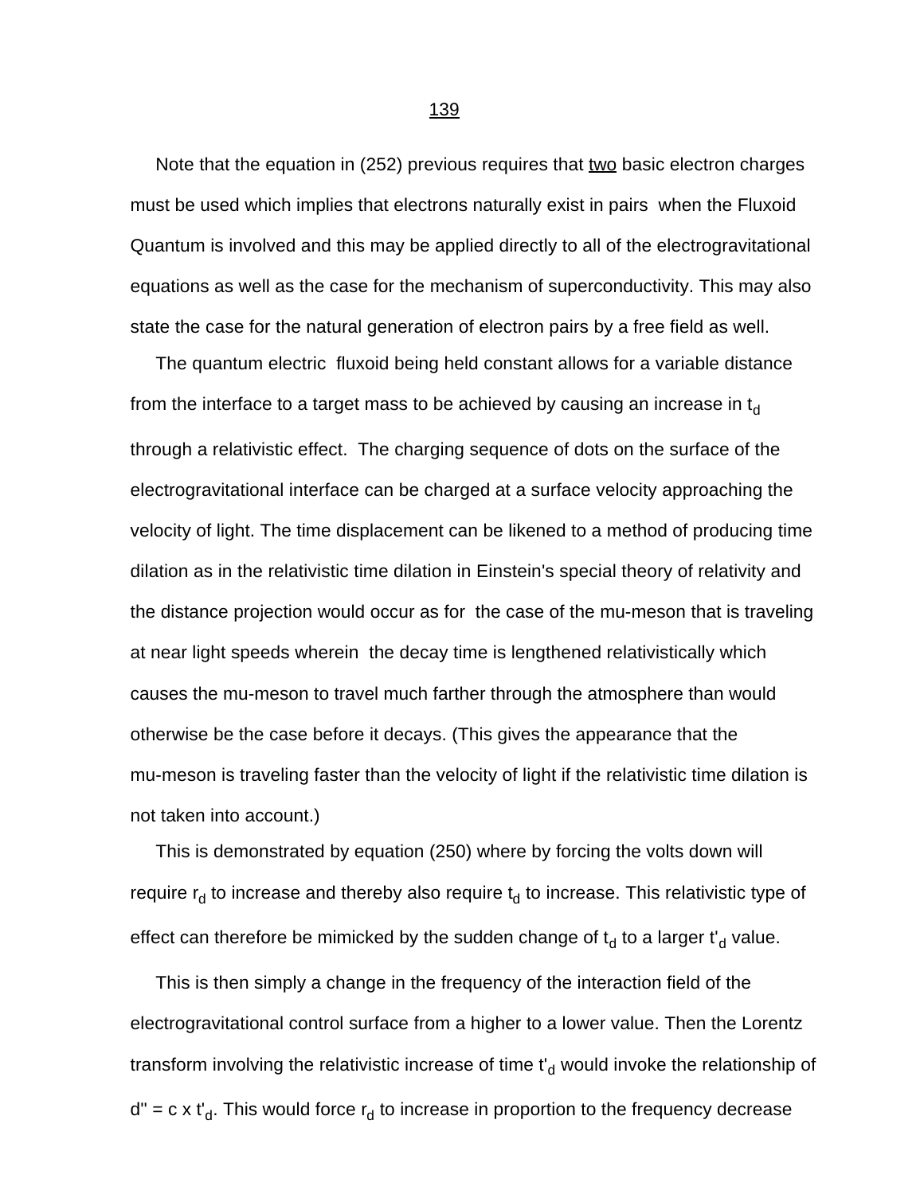Note that the equation in (252) previous requires that two basic electron charges must be used which implies that electrons naturally exist in pairs when the Fluxoid Quantum is involved and this may be applied directly to all of the electrogravitational equations as well as the case for the mechanism of superconductivity. This may also state the case for the natural generation of electron pairs by a free field as well.

The quantum electric fluxoid being held constant allows for a variable distance from the interface to a target mass to be achieved by causing an increase in $t_d$ through a relativistic effect. The charging sequence of dots on the surface of the electrogravitational interface can be charged at a surface velocity approaching the velocity of light. The time displacement can be likened to a method of producing time dilation as in the relativistic time dilation in Einstein's special theory of relativity and the distance projection would occur as for the case of the mu-meson that is traveling at near light speeds wherein the decay time is lengthened relativistically which causes the mu-meson to travel much farther through the atmosphere than would otherwise be the case before it decays. (This gives the appearance that the mu-meson is traveling faster than the velocity of light if the relativistic time dilation is not taken into account.)

This is demonstrated by equation (250) where by forcing the volts down will require $r_d$ to increase and thereby also require $t_d$ to increase. This relativistic type of effect can therefore be mimicked by the sudden change of $t_d$ to a larger $t'_d$ value.

This is then simply a change in the frequency of the interaction field of the electrogravitational control surface from a higher to a lower value. Then the Lorentz transform involving the relativistic increase of time $t'_d$ would invoke the relationship of $d'' = c \times t'_d$. This would force $r_d$ to increase in proportion to the frequency decrease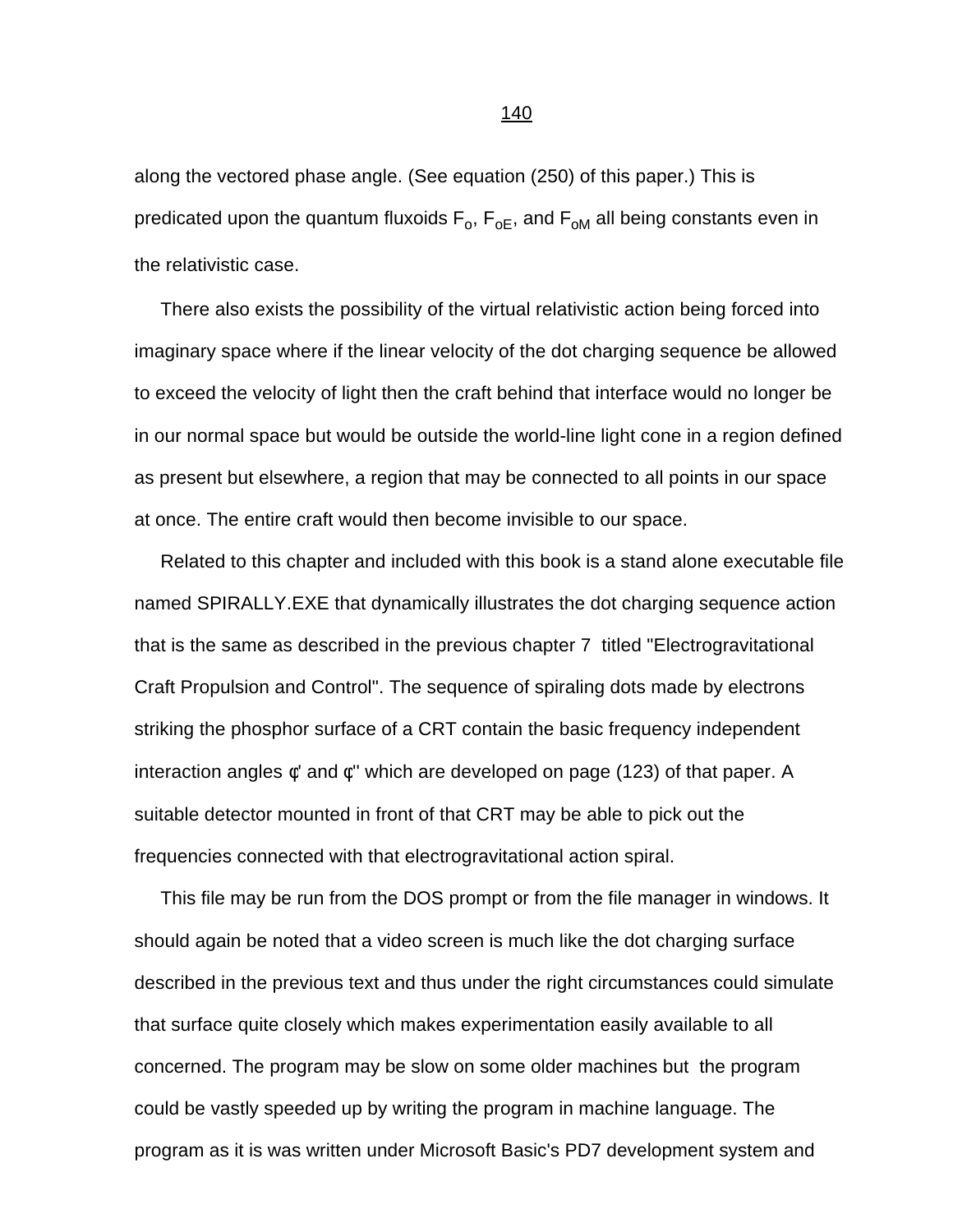along the vectored phase angle. (See equation (250) of this paper.) This is predicated upon the quantum fluxoids $F_o$, $F_{oE}$, and $F_{oM}$ all being constants even in the relativistic case.

There also exists the possibility of the virtual relativistic action being forced into imaginary space where if the linear velocity of the dot charging sequence be allowed to exceed the velocity of light then the craft behind that interface would no longer be in our normal space but would be outside the world-line light cone in a region defined as present but elsewhere, a region that may be connected to all points in our space at once. The entire craft would then become invisible to our space.

Related to this chapter and included with this book is a stand alone executable file named SPIRALLY.EXE that dynamically illustrates the dot charging sequence action that is the same as described in the previous chapter 7 titled "Electrogravitational Craft Propulsion and Control". The sequence of spiraling dots made by electrons striking the phosphor surface of a CRT contain the basic frequency independent interaction angles ¢' and ¢'' which are developed on page (123) of that paper. A suitable detector mounted in front of that CRT may be able to pick out the frequencies connected with that electrogravitational action spiral.

This file may be run from the DOS prompt or from the file manager in windows. It should again be noted that a video screen is much like the dot charging surface described in the previous text and thus under the right circumstances could simulate that surface quite closely which makes experimentation easily available to all concerned. The program may be slow on some older machines but the program could be vastly speeded up by writing the program in machine language. The program as it is was written under Microsoft Basic's PD7 development system and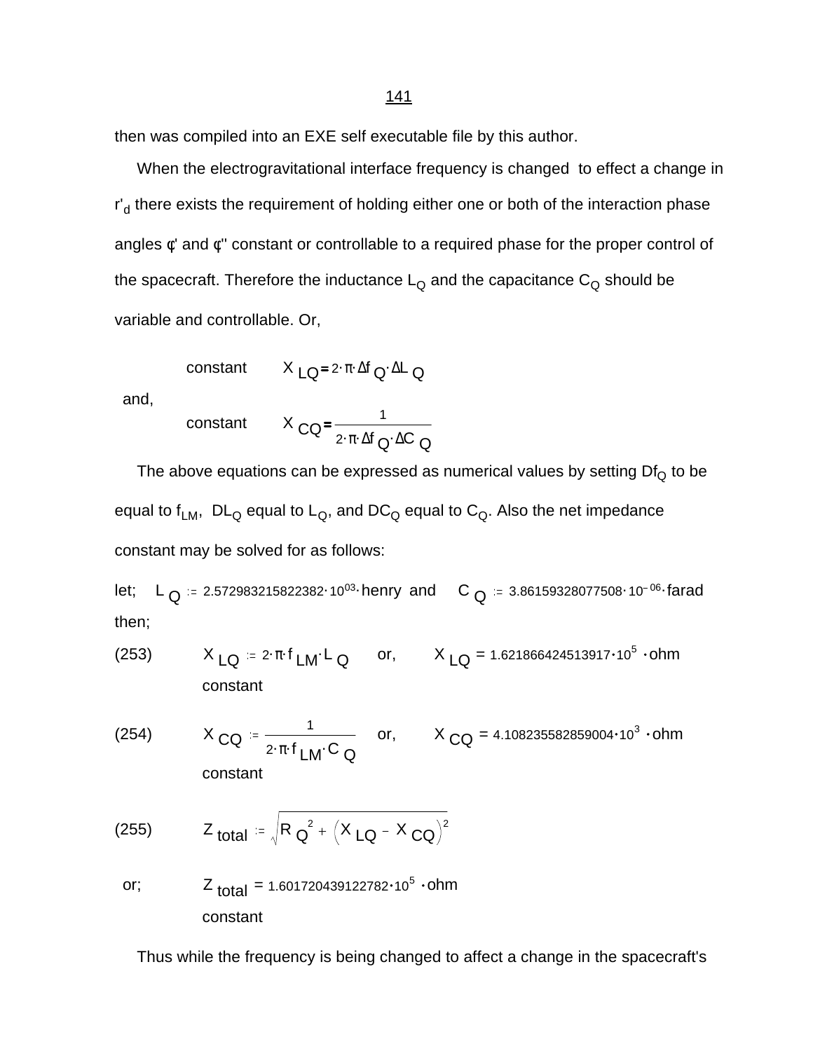then was compiled into an EXE self executable file by this author.

When the electrogravitational interface frequency is changed to effect a change in $r'_d$ there exists the requirement of holding either one or both of the interaction phase angles ¢' and ¢'' constant or controllable to a required phase for the proper control of the spacecraft. Therefore the inductance $L_Q$ and the capacitance $C_Q$ should be variable and controllable. Or,

constant $\quad X_{LQ} = 2 \cdot \pi \cdot \Delta f_Q \cdot \Delta L_Q$

and,

constant $\quad X_{CQ} = \dfrac{1}{2 \cdot \pi \cdot \Delta f_Q \cdot \Delta C_Q}$

The above equations can be expressed as numerical values by setting $Df_Q$ to be equal to $f_{LM}$, $DL_Q$ equal to $L_Q$, and $DC_Q$ equal to $C_Q$. Also the net impedance constant may be solved for as follows:

let; $\quad L_Q := 2.572983215822382 \cdot 10^{03} \cdot \text{henry}$ and $\quad C_Q := 3.86159328077508 \cdot 10^{-06} \cdot \text{farad}$

then;

(253) $\quad X_{LQ} := 2 \cdot \pi \cdot f_{LM} \cdot L_Q \quad$ or, $\quad X_{LQ} = 1.621866424513917 \cdot 10^{5} \cdot \text{ohm}$

constant

(254) $\quad X_{CQ} := \dfrac{1}{2 \cdot \pi \cdot f_{LM} \cdot C_Q} \quad$ or, $\quad X_{CQ} = 4.108235582859004 \cdot 10^{3} \cdot \text{ohm}$

constant

(255) $\quad Z_{total} := \sqrt{R_Q^{\,2} + \left(X_{LQ} - X_{CQ}\right)^2}$

or; $\quad Z_{total} = 1.601720439122782 \cdot 10^{5} \cdot \text{ohm}$

constant

Thus while the frequency is being changed to affect a change in the spacecraft's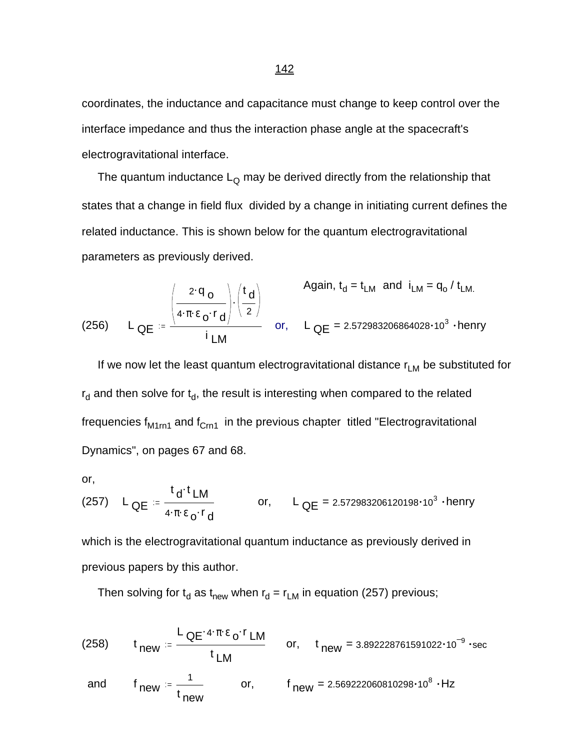coordinates, the inductance and capacitance must change to keep control over the interface impedance and thus the interaction phase angle at the spacecraft's electrogravitational interface.

The quantum inductance $L_Q$ may be derived directly from the relationship that states that a change in field flux divided by a change in initiating current defines the related inductance. This is shown below for the quantum electrogravitational parameters as previously derived.

Again, $t_d = t_{LM}$ and $i_{LM} = q_o / t_{LM}$.

(256) $$L_{QE} := \frac{\left(\frac{2 \cdot q_o}{4 \cdot \pi \cdot \varepsilon_o \cdot r_d}\right) \cdot \left(\frac{t_d}{2}\right)}{i_{LM}} \quad \text{or,} \quad L_{QE} = 2.572983206864028 \cdot 10^3 \cdot \text{henry}$$

If we now let the least quantum electrogravitational distance $r_{LM}$ be substituted for $r_d$ and then solve for $t_d$, the result is interesting when compared to the related frequencies $f_{M1rn1}$ and $f_{Crn1}$ in the previous chapter titled "Electrogravitational Dynamics", on pages 67 and 68.

or,

(257) $$L_{QE} := \frac{t_d \cdot t_{LM}}{4 \cdot \pi \cdot \varepsilon_o \cdot r_d} \quad \text{or,} \quad L_{QE} = 2.572983206120198 \cdot 10^3 \cdot \text{henry}$$

which is the electrogravitational quantum inductance as previously derived in previous papers by this author.

Then solving for $t_d$ as $t_{new}$ when $r_d = r_{LM}$ in equation (257) previous;

(258) $$t_{new} := \frac{L_{QE} \cdot 4 \cdot \pi \cdot \varepsilon_o \cdot r_{LM}}{t_{LM}} \quad \text{or,} \quad t_{new} = 3.892228761591022 \cdot 10^{-9} \cdot \text{sec}$$

and $$f_{new} := \frac{1}{t_{new}} \quad \text{or,} \quad f_{new} = 2.569222060810298 \cdot 10^8 \cdot \text{Hz}$$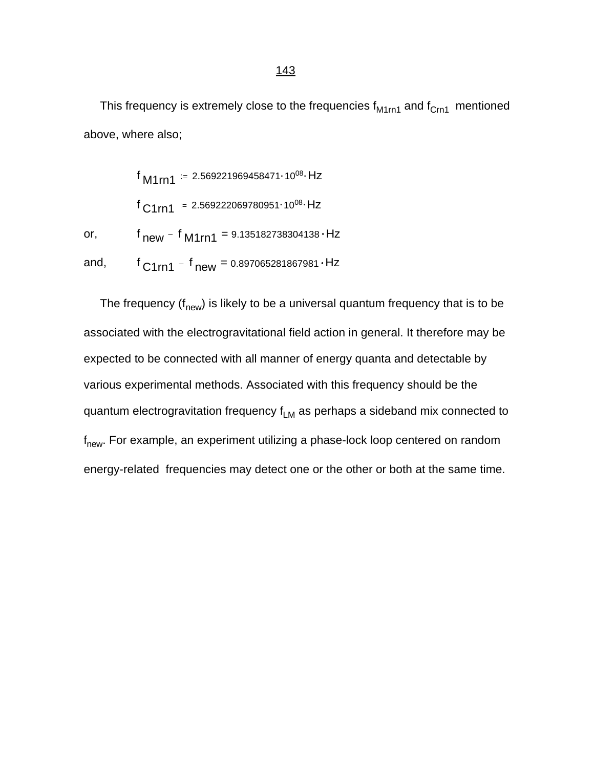This frequency is extremely close to the frequencies $f_{M1rn1}$ and $f_{Crn1}$ mentioned above, where also;

$$f_{M1rn1} := 2.569221969458471 \cdot 10^{08} \cdot Hz$$

$$f_{C1rn1} := 2.569222069780951 \cdot 10^{08} \cdot Hz$$

or, $$f_{new} - f_{M1rn1} = 9.135182738304138 \cdot Hz$$

and, $$f_{C1rn1} - f_{new} = 0.897065281867981 \cdot Hz$$

The frequency ($f_{new}$) is likely to be a universal quantum frequency that is to be associated with the electrogravitational field action in general. It therefore may be expected to be connected with all manner of energy quanta and detectable by various experimental methods. Associated with this frequency should be the quantum electrogravitation frequency $f_{LM}$ as perhaps a sideband mix connected to $f_{new}$. For example, an experiment utilizing a phase-lock loop centered on random energy-related frequencies may detect one or the other or both at the same time.